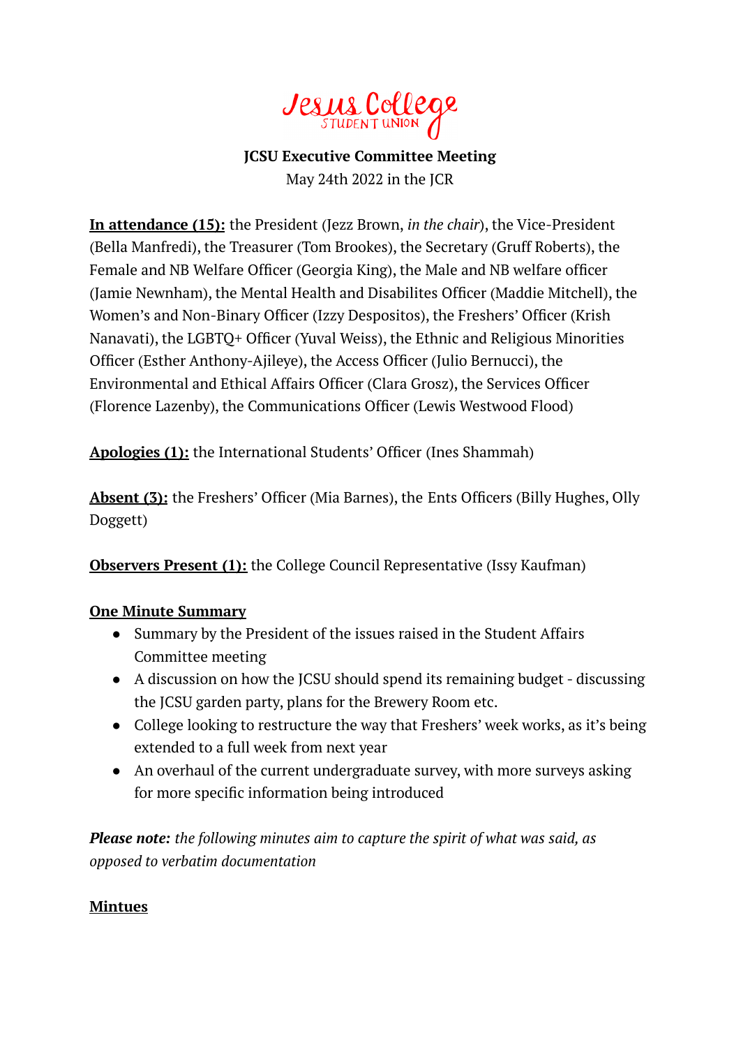Jesus College STUDENT UNION

**JCSU Executive Committee Meeting**
May 24th 2022 in the JCR

**<u>In attendance (15):</u>** the President (Jezz Brown, *in the chair*), the Vice-President (Bella Manfredi), the Treasurer (Tom Brookes), the Secretary (Gruff Roberts), the Female and NB Welfare Officer (Georgia King), the Male and NB welfare officer (Jamie Newnham), the Mental Health and Disabilites Officer (Maddie Mitchell), the Women's and Non-Binary Officer (Izzy Despositos), the Freshers' Officer (Krish Nanavati), the LGBTQ+ Officer (Yuval Weiss), the Ethnic and Religious Minorities Officer (Esther Anthony-Ajileye), the Access Officer (Julio Bernucci), the Environmental and Ethical Affairs Officer (Clara Grosz), the Services Officer (Florence Lazenby), the Communications Officer (Lewis Westwood Flood)

**<u>Apologies (1):</u>** the International Students' Officer (Ines Shammah)

**<u>Absent (3):</u>** the Freshers' Officer (Mia Barnes), the Ents Officers (Billy Hughes, Olly Doggett)

**<u>Observers Present (1):</u>** the College Council Representative (Issy Kaufman)

**<u>One Minute Summary</u>**

- Summary by the President of the issues raised in the Student Affairs Committee meeting
- A discussion on how the JCSU should spend its remaining budget - discussing the JCSU garden party, plans for the Brewery Room etc.
- College looking to restructure the way that Freshers' week works, as it's being extended to a full week from next year
- An overhaul of the current undergraduate survey, with more surveys asking for more specific information being introduced

***Please note:*** *the following minutes aim to capture the spirit of what was said, as opposed to verbatim documentation*

**<u>Mintues</u>**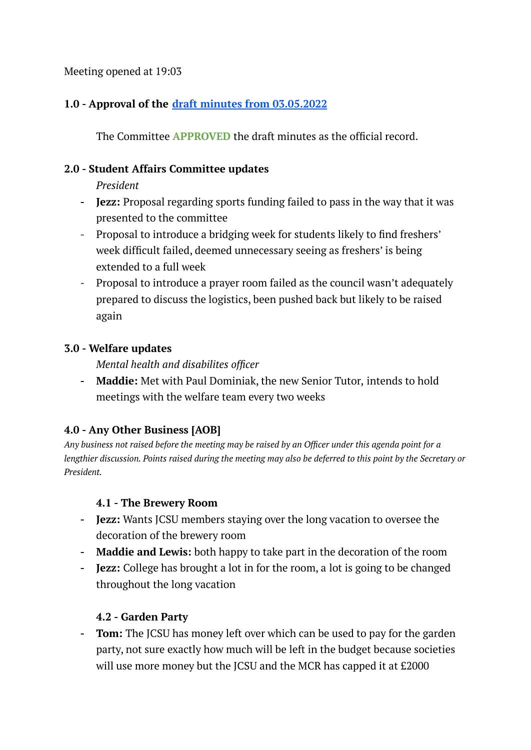Meeting opened at 19:03

### 1.0 - Approval of the [draft minutes from 03.05.2022]()

> The Committee **APPROVED** the draft minutes as the official record.

### 2.0 - Student Affairs Committee updates

*President*

- **Jezz:** Proposal regarding sports funding failed to pass in the way that it was presented to the committee
- Proposal to introduce a bridging week for students likely to find freshers' week difficult failed, deemed unnecessary seeing as freshers' is being extended to a full week
- Proposal to introduce a prayer room failed as the council wasn't adequately prepared to discuss the logistics, been pushed back but likely to be raised again

### 3.0 - Welfare updates

*Mental health and disabilites officer*

- **Maddie:** Met with Paul Dominiak, the new Senior Tutor, intends to hold meetings with the welfare team every two weeks

### 4.0 - Any Other Business [AOB]

*Any business not raised before the meeting may be raised by an Officer under this agenda point for a lengthier discussion. Points raised during the meeting may also be deferred to this point by the Secretary or President.*

#### 4.1 - The Brewery Room

- **Jezz:** Wants JCSU members staying over the long vacation to oversee the decoration of the brewery room
- **Maddie and Lewis:** both happy to take part in the decoration of the room
- **Jezz:** College has brought a lot in for the room, a lot is going to be changed throughout the long vacation

#### 4.2 - Garden Party

- **Tom:** The JCSU has money left over which can be used to pay for the garden party, not sure exactly how much will be left in the budget because societies will use more money but the JCSU and the MCR has capped it at £2000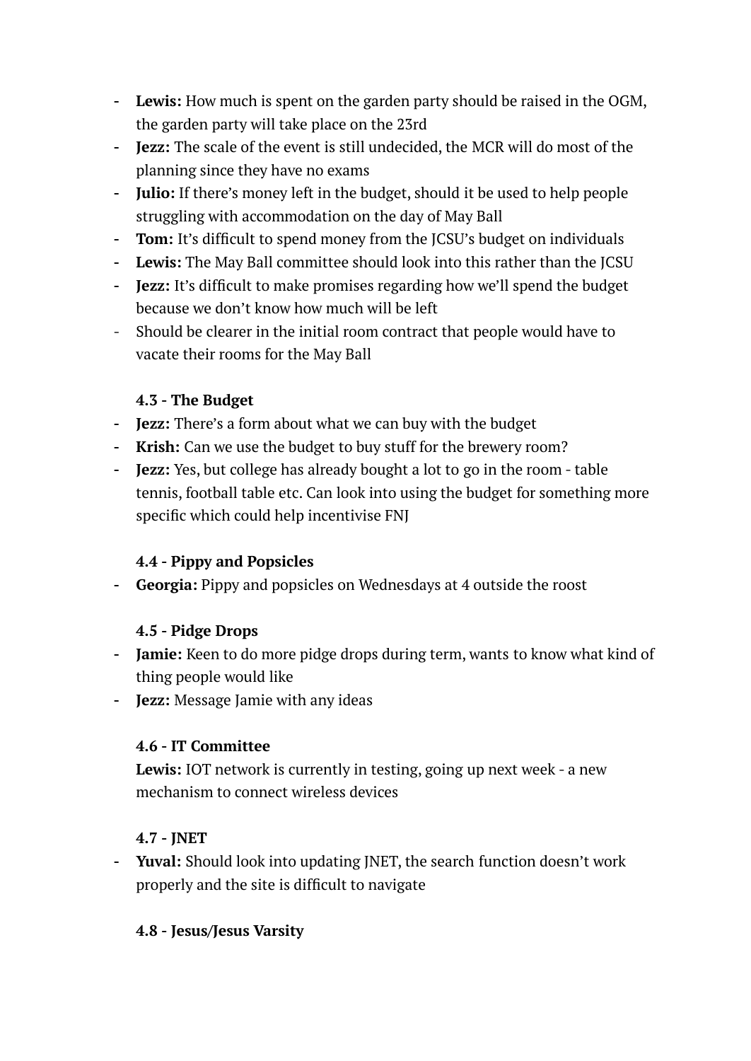- **Lewis:** How much is spent on the garden party should be raised in the OGM, the garden party will take place on the 23rd
- **Jezz:** The scale of the event is still undecided, the MCR will do most of the planning since they have no exams
- **Julio:** If there's money left in the budget, should it be used to help people struggling with accommodation on the day of May Ball
- **Tom:** It's difficult to spend money from the JCSU's budget on individuals
- **Lewis:** The May Ball committee should look into this rather than the JCSU
- **Jezz:** It's difficult to make promises regarding how we'll spend the budget because we don't know how much will be left
- Should be clearer in the initial room contract that people would have to vacate their rooms for the May Ball

### 4.3 - The Budget

- **Jezz:** There's a form about what we can buy with the budget
- **Krish:** Can we use the budget to buy stuff for the brewery room?
- **Jezz:** Yes, but college has already bought a lot to go in the room - table tennis, football table etc. Can look into using the budget for something more specific which could help incentivise FNJ

### 4.4 - Pippy and Popsicles

- **Georgia:** Pippy and popsicles on Wednesdays at 4 outside the roost

### 4.5 - Pidge Drops

- **Jamie:** Keen to do more pidge drops during term, wants to know what kind of thing people would like
- **Jezz:** Message Jamie with any ideas

### 4.6 - IT Committee

**Lewis:** IOT network is currently in testing, going up next week - a new mechanism to connect wireless devices

### 4.7 - JNET

- **Yuval:** Should look into updating JNET, the search function doesn't work properly and the site is difficult to navigate

### 4.8 - Jesus/Jesus Varsity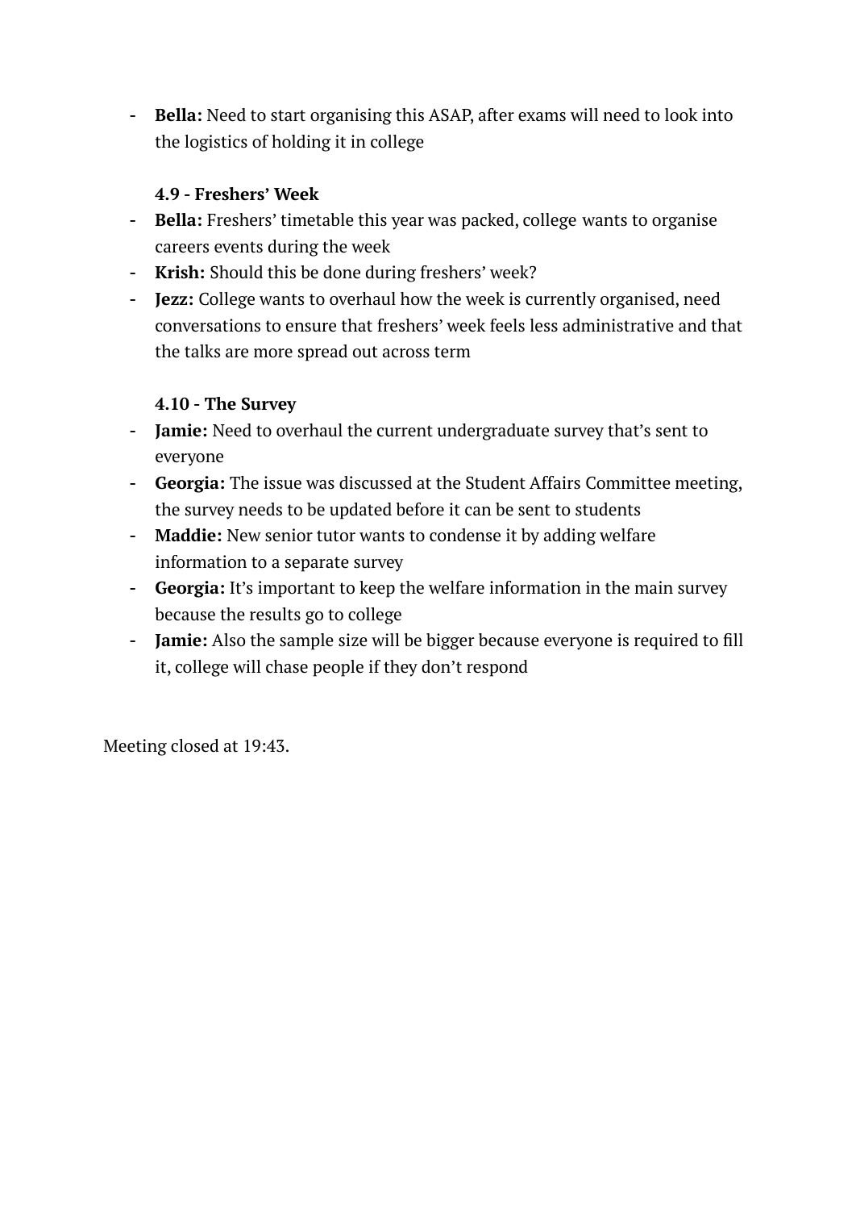- **Bella:** Need to start organising this ASAP, after exams will need to look into the logistics of holding it in college

**4.9 - Freshers' Week**

- **Bella:** Freshers' timetable this year was packed, college wants to organise careers events during the week
- **Krish:** Should this be done during freshers' week?
- **Jezz:** College wants to overhaul how the week is currently organised, need conversations to ensure that freshers' week feels less administrative and that the talks are more spread out across term

**4.10 - The Survey**

- **Jamie:** Need to overhaul the current undergraduate survey that's sent to everyone
- **Georgia:** The issue was discussed at the Student Affairs Committee meeting, the survey needs to be updated before it can be sent to students
- **Maddie:** New senior tutor wants to condense it by adding welfare information to a separate survey
- **Georgia:** It's important to keep the welfare information in the main survey because the results go to college
- **Jamie:** Also the sample size will be bigger because everyone is required to fill it, college will chase people if they don't respond

Meeting closed at 19:43.